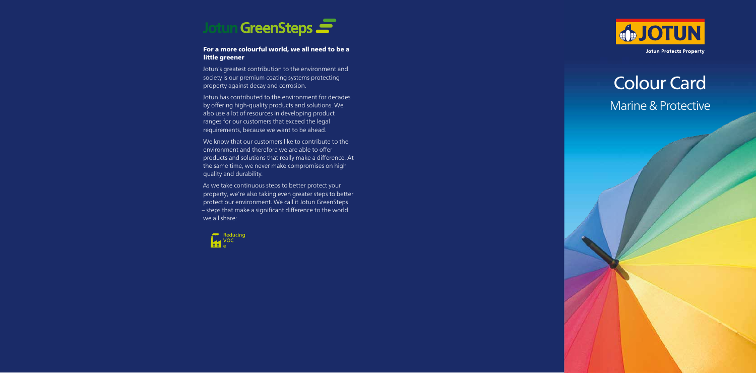# Jotun GreenSteps

**For a more colourful world, we all need to be a little greener**

Jotun's greatest contribution to the environment and society is our premium coating systems protecting property against decay and corrosion.

Jotun has contributed to the environment for decades by offering high-quality products and solutions. We also use a lot of resources in developing product ranges for our customers that exceed the legal requirements, because we want to be ahead.

We know that our customers like to contribute to the environment and therefore we are able to offer products and solutions that really make a difference. At the same time, we never make compromises on high quality and durability.

As we take continuous steps to better protect your property, we're also taking even greater steps to better protect our environment. We call it Jotun GreenSteps – steps that make a significant difference to the world we all share:

Reducing VOC
e

JOTUN

Jotun Protects Property

# Colour Card

## Marine & Protective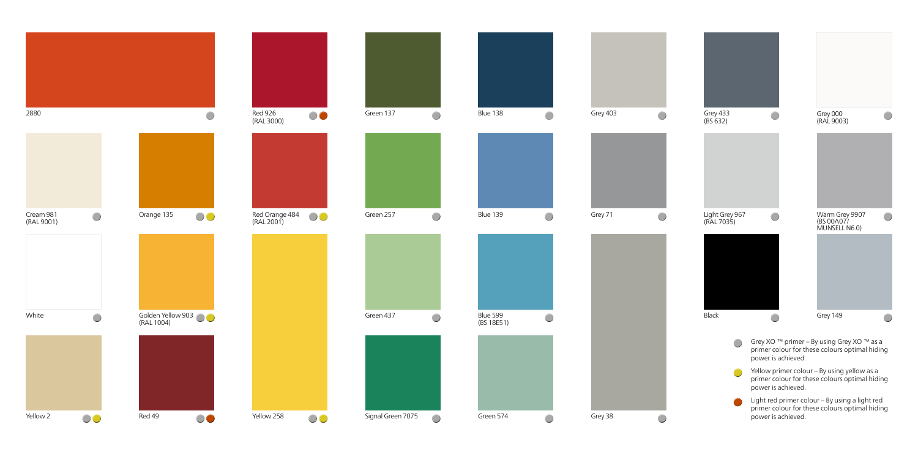2880

Red 926
(RAL 3000)

Green 137

Blue 138

Grey 403

Grey 433
(BS 632)

Grey 000
(RAL 9003)

Cream 981
(RAL 9001)

Orange 135

Red Orange 484
(RAL 2001)

Green 257

Blue 139

Grey 71

Light Grey 967
(RAL 7035)

Warm Grey 9907
(BS 00A07/
MUNSELL N6.0)

White

Golden Yellow 903
(RAL 1004)

Green 437

Blue 599
(BS 18E51)

Black

Grey 149

Yellow 2

Red 49

Yellow 258

Signal Green 7075

Green 574

Grey 38

- Grey XO ™ primer – By using Grey XO ™ as a primer colour for these colours optimal hiding power is achieved.
- Yellow primer colour – By using yellow as a primer colour for these colours optimal hiding power is achieved.
- Light red primer colour – By using a light red primer colour for these colours optimal hiding power is achieved.